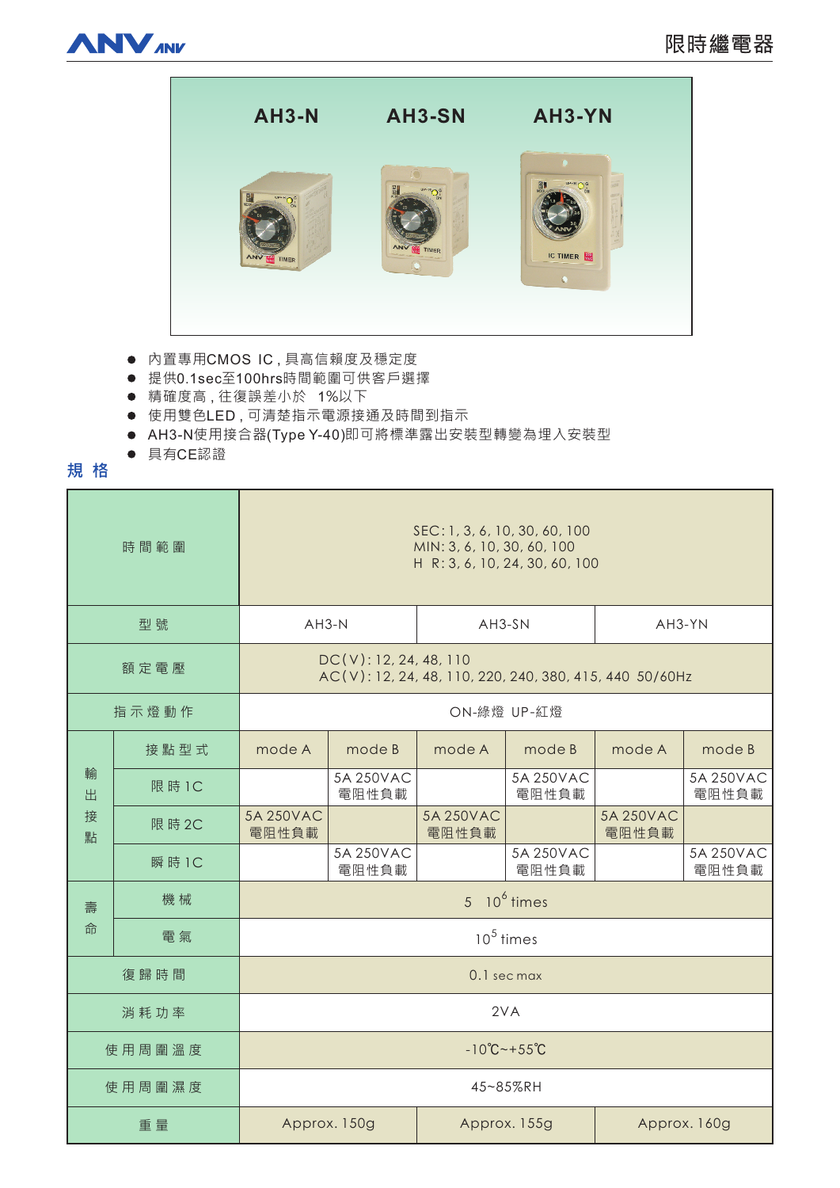# 限時繼電器

AH3-N AH3-SN AH3-YN

- 內置專用CMOS IC，具高信賴度及穩定度
- 提供0.1sec至100hrs時間範圍可供客戶選擇
- 精確度高，往復誤差小於 1%以下
- 使用雙色LED，可清楚指示電源接通及時間到指示
- AH3-N使用接合器(Type Y-40)即可將標準露出安裝型轉變為埋入安裝型
- 具有CE認證

## 規 格

| 時間範圍 | | SEC: 1, 3, 6, 10, 30, 60, 100<br>MIN: 3, 6, 10, 30, 60, 100<br>H R: 3, 6, 10, 24, 30, 60, 100 | | | | | |
|---|---|---|---|---|---|---|---|
| 型號 | | AH3-N | | AH3-SN | | AH3-YN | |
| 額定電壓 | | DC(V): 12, 24, 48, 110<br>AC(V): 12, 24, 48, 110, 220, 240, 380, 415, 440 50/60Hz | | | | | |
| 指示燈動作 | | ON-綠燈 UP-紅燈 | | | | | |
| 輸出接點 | 接點型式 | mode A | mode B | mode A | mode B | mode A | mode B |
| | 限時1C | | 5A 250VAC 電阻性負載 | | 5A 250VAC 電阻性負載 | | 5A 250VAC 電阻性負載 |
| | 限時2C | 5A 250VAC 電阻性負載 | | 5A 250VAC 電阻性負載 | | 5A 250VAC 電阻性負載 | |
| | 瞬時1C | | 5A 250VAC 電阻性負載 | | 5A 250VAC 電阻性負載 | | 5A 250VAC 電阻性負載 |
| 壽命 | 機械 | 5 $10^6$ times | | | | | |
| | 電氣 | $10^5$ times | | | | | |
| 復歸時間 | | 0.1 sec max | | | | | |
| 消耗功率 | | 2VA | | | | | |
| 使用周圍溫度 | | -10℃~+55℃ | | | | | |
| 使用周圍濕度 | | 45~85%RH | | | | | |
| 重量 | | Approx. 150g | | Approx. 155g | | Approx. 160g | |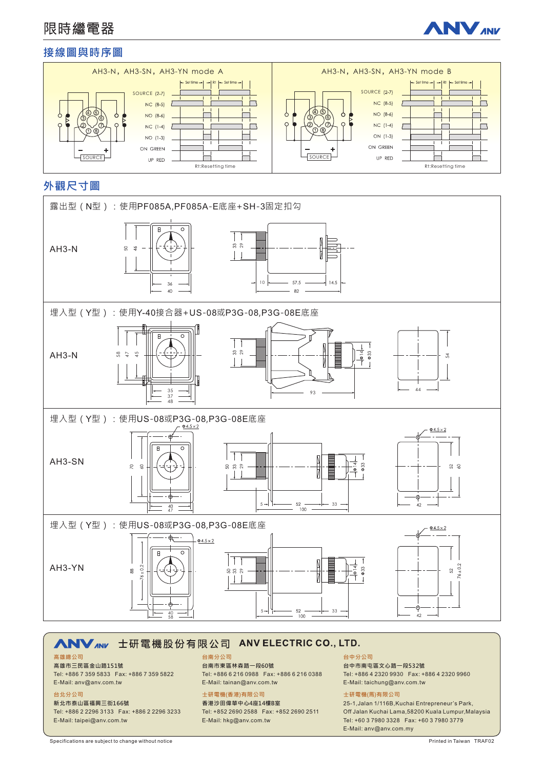# 限時繼電器

## 接線圖與時序圖

AH3-N，AH3-SN，AH3-YN mode A

Set time | Rt | Set time

SOURCE (2-7)
NC (8-5)
NO (8-6)
NC (1-4)
NO (1-3)
ON GREEN
UP RED

SOURCE

Rt:Resetting time

AH3-N，AH3-SN，AH3-YN mode B

Set time | Rt | Set time

SOURCE (2-7)
NC (8-5)
NO (8-6)
NC (1-4)
ON (1-3)
ON GREEN
UP RED

SOURCE

Rt:Resetting time

## 外觀尺寸圖

露出型（N型）：使用PF085A,PF085A-E底座+SH-3固定扣勾

AH3-N

50 46 36 40 33 29 10 57.5 14.5 82

埋入型（Y型）：使用Y-40接合器+US-08或P3G-08,P3G-08E底座

AH3-N

58 47 45 35 37 48 33 29 93 Φ14 Φ33 54 44

埋入型（Y型）：使用US-08或P3G-08,P3G-08E底座

AH3-SN

Φ4.5×2 70 60 40 47 50 33 29 5 52 100 33 Φ14 Φ33 Φ4.5×2 52 60 42

埋入型（Y型）：使用US-08或P3G-08,P3G-08E底座

AH3-YN

Φ4.5×2 88 76±0.2 40 58 50 33 29 5 52 100 33 Φ14 Φ33 Φ4.5×2 52 76±0.2 42

---

**ANV** 士研電機股份有限公司 **ANV ELECTRIC CO., LTD.**

**高雄總公司**
高雄市三民區金山路151號
Tel: +886 7 359 5833 Fax: +886 7 359 5822
E-Mail: anv@anv.com.tw

**台南分公司**
台南市東區林森路一段60號
Tel: +886 6 216 0988 Fax: +886 6 216 0388
E-Mail: tainan@anv.com.tw

**台中分公司**
台中市南屯區文心路一段532號
Tel: +886 4 2320 9930 Fax: +886 4 2320 9960
E-Mail: taichung@anv.com.tw

**台北分公司**
新北市泰山區福興三街166號
Tel: +886 2 2296 3133 Fax: +886 2 2296 3233
E-Mail: taipei@anv.com.tw

**士研電機(香港)有限公司**
香港沙田偉華中心4座14樓B室
Tel: +852 2690 2588 Fax: +852 2690 2511
E-Mail: hkg@anv.com.tw

**士研電機(馬)有限公司**
25-1,Jalan 1/116B,Kuchai Entrepreneur's Park,
Off Jalan Kuchai Lama,58200 Kuala Lumpur,Malaysia
Tel: +60 3 7980 3328 Fax: +60 3 7980 3779
E-Mail: anv@anv.com.my

Specifications are subject to change without notice

Printed in Taiwan TRAF02